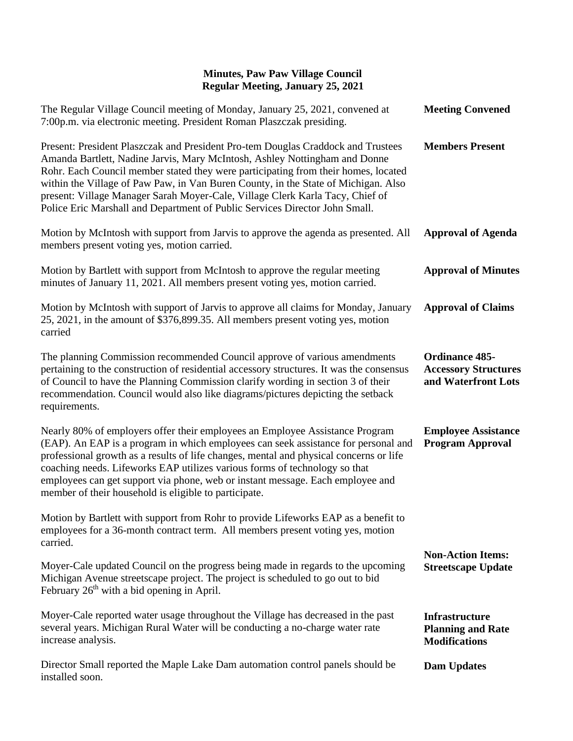# Minutes, Paw Paw Village Council
## Regular Meeting, January 25, 2021

**Meeting Convened**

The Regular Village Council meeting of Monday, January 25, 2021, convened at 7:00p.m. via electronic meeting. President Roman Plaszczak presiding.

**Members Present**

Present: President Plaszczak and President Pro-tem Douglas Craddock and Trustees Amanda Bartlett, Nadine Jarvis, Mary McIntosh, Ashley Nottingham and Donne Rohr. Each Council member stated they were participating from their homes, located within the Village of Paw Paw, in Van Buren County, in the State of Michigan. Also present: Village Manager Sarah Moyer-Cale, Village Clerk Karla Tacy, Chief of Police Eric Marshall and Department of Public Services Director John Small.

**Approval of Agenda**

Motion by McIntosh with support from Jarvis to approve the agenda as presented. All members present voting yes, motion carried.

**Approval of Minutes**

Motion by Bartlett with support from McIntosh to approve the regular meeting minutes of January 11, 2021. All members present voting yes, motion carried.

**Approval of Claims**

Motion by McIntosh with support of Jarvis to approve all claims for Monday, January 25, 2021, in the amount of $376,899.35. All members present voting yes, motion carried

**Ordinance 485-Accessory Structures and Waterfront Lots**

The planning Commission recommended Council approve of various amendments pertaining to the construction of residential accessory structures. It was the consensus of Council to have the Planning Commission clarify wording in section 3 of their recommendation. Council would also like diagrams/pictures depicting the setback requirements.

**Employee Assistance Program Approval**

Nearly 80% of employers offer their employees an Employee Assistance Program (EAP). An EAP is a program in which employees can seek assistance for personal and professional growth as a results of life changes, mental and physical concerns or life coaching needs. Lifeworks EAP utilizes various forms of technology so that employees can get support via phone, web or instant message. Each employee and member of their household is eligible to participate.

Motion by Bartlett with support from Rohr to provide Lifeworks EAP as a benefit to employees for a 36-month contract term. All members present voting yes, motion carried.

**Non-Action Items: Streetscape Update**

Moyer-Cale updated Council on the progress being made in regards to the upcoming Michigan Avenue streetscape project. The project is scheduled to go out to bid February 26th with a bid opening in April.

**Infrastructure Planning and Rate Modifications**

Moyer-Cale reported water usage throughout the Village has decreased in the past several years. Michigan Rural Water will be conducting a no-charge water rate increase analysis.

**Dam Updates**

Director Small reported the Maple Lake Dam automation control panels should be installed soon.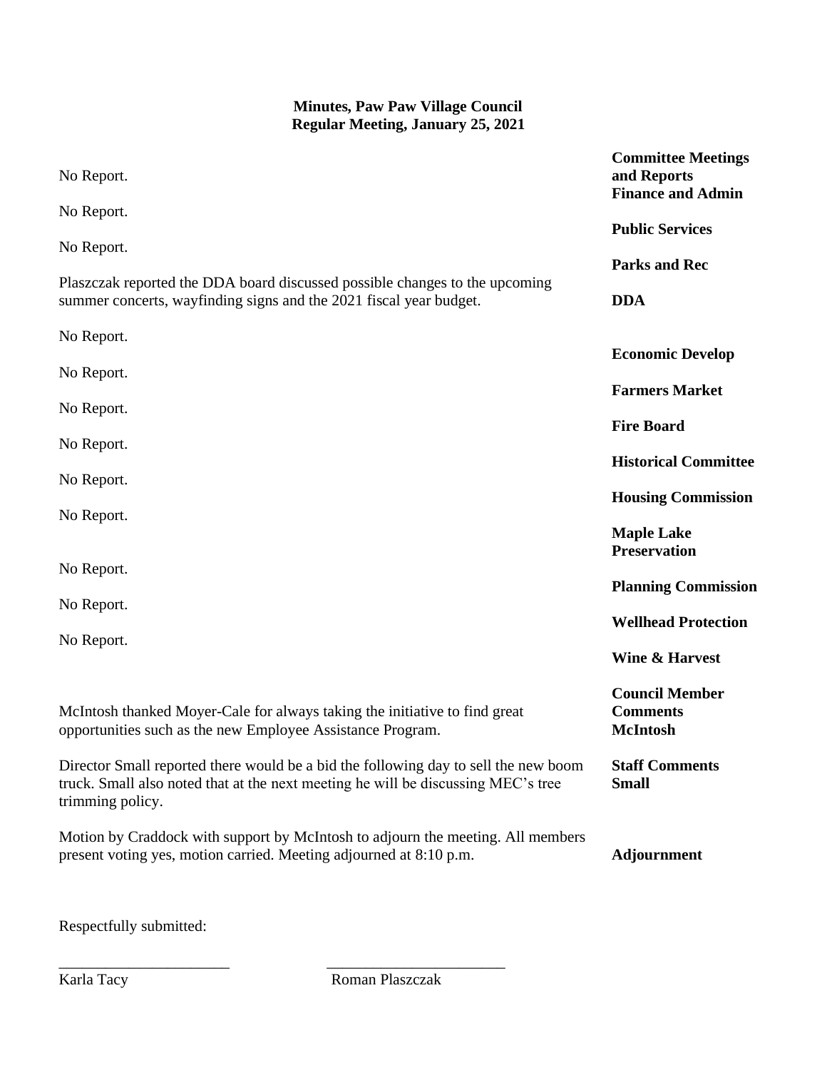**Minutes, Paw Paw Village Council**
**Regular Meeting, January 25, 2021**

**Committee Meetings and Reports**

**Finance and Admin**

No Report.

**Public Services**

No Report.

**Parks and Rec**

No Report.

**DDA**

Plaszczak reported the DDA board discussed possible changes to the upcoming summer concerts, wayfinding signs and the 2021 fiscal year budget.

**Economic Develop**

No Report.

**Farmers Market**

No Report.

**Fire Board**

No Report.

**Historical Committee**

No Report.

**Housing Commission**

No Report.

**Maple Lake Preservation**

No Report.

**Planning Commission**

No Report.

**Wellhead Protection**

No Report.

**Wine & Harvest**

No Report.

**Council Member Comments**

**McIntosh**

McIntosh thanked Moyer-Cale for always taking the initiative to find great opportunities such as the new Employee Assistance Program.

**Staff Comments**

**Small**

Director Small reported there would be a bid the following day to sell the new boom truck. Small also noted that at the next meeting he will be discussing MEC's tree trimming policy.

**Adjournment**

Motion by Craddock with support by McIntosh to adjourn the meeting. All members present voting yes, motion carried. Meeting adjourned at 8:10 p.m.

Respectfully submitted:

\_\_\_\_\_\_\_\_\_\_\_\_\_\_\_\_\_\_\_\_\_\_\_ \_\_\_\_\_\_\_\_\_\_\_\_\_\_\_\_\_\_\_\_\_\_\_\_

Karla Tacy Roman Plaszczak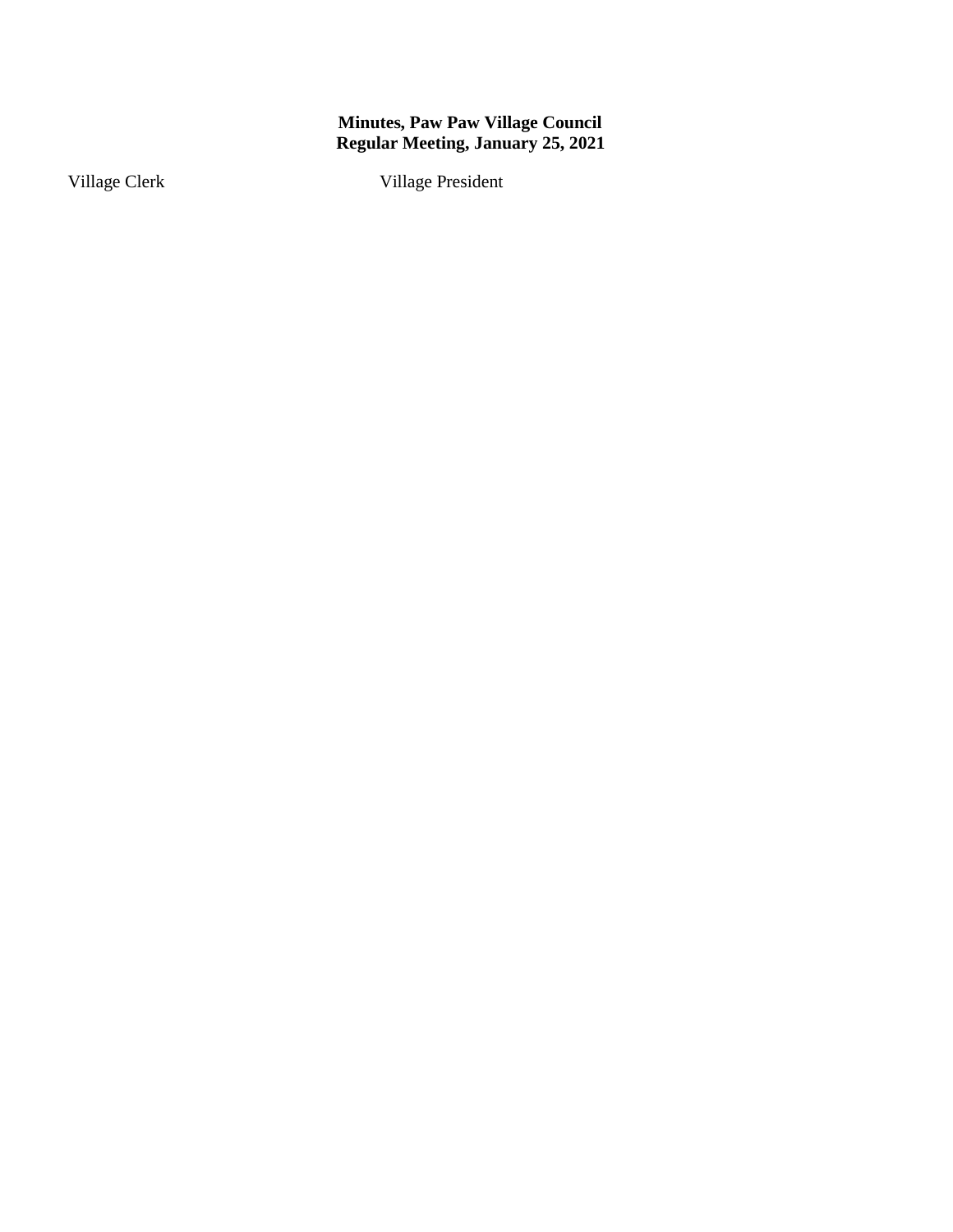Village Clerk Village President